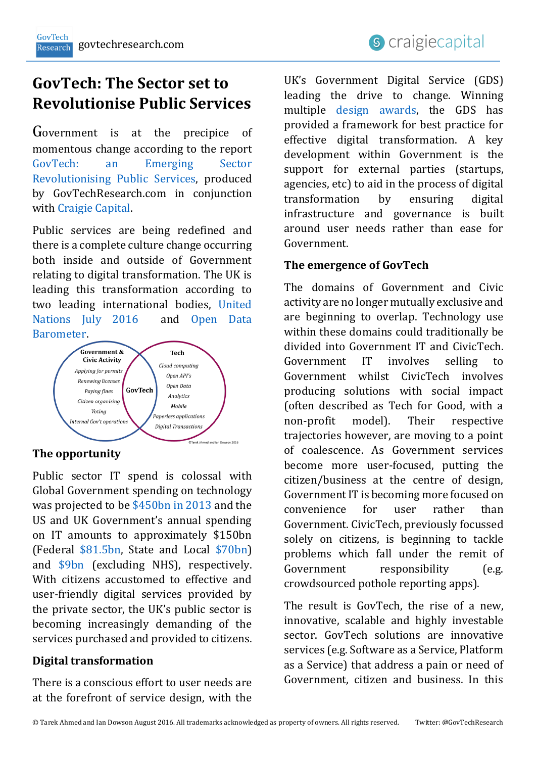# GovTech: The Sector set to Revolutionise Public Services

Government is at the precipice of momentous change according to the report GovTech: an Emerging Sector Revolutionising Public Services, produced by GovTechResearch.com in conjunction with Craigie Capital.

Public services are being redefined and there is a complete culture change occurring both inside and outside of Government relating to digital transformation. The UK is leading this transformation according to two leading international bodies, United Nations July 2016 and Open Data Barometer.

Government & Civic Activity

*Applying for permits*
*Renewing licenses*
*Paying fines*
*Citizen organising*
*Voting*
*Internal Gov't operations*

GovTech

Tech

*Cloud computing*
*Open API's*
*Open Data*
*Analytics*
*Mobile*
*Paperless applications*
*Digital Transactions*

©Tarek Ahmed and Ian Dowson 2016

## The opportunity

Public sector IT spend is colossal with Global Government spending on technology was projected to be $450bn in 2013 and the US and UK Government's annual spending on IT amounts to approximately $150bn (Federal $81.5bn, State and Local $70bn) and $9bn (excluding NHS), respectively. With citizens accustomed to effective and user-friendly digital services provided by the private sector, the UK's public sector is becoming increasingly demanding of the services purchased and provided to citizens.

## Digital transformation

There is a conscious effort to user needs are at the forefront of service design, with the UK's Government Digital Service (GDS) leading the drive to change. Winning multiple design awards, the GDS has provided a framework for best practice for effective digital transformation. A key development within Government is the support for external parties (startups, agencies, etc) to aid in the process of digital transformation by ensuring digital infrastructure and governance is built around user needs rather than ease for Government.

## The emergence of GovTech

The domains of Government and Civic activity are no longer mutually exclusive and are beginning to overlap. Technology use within these domains could traditionally be divided into Government IT and CivicTech. Government IT involves selling to Government whilst CivicTech involves producing solutions with social impact (often described as Tech for Good, with a non-profit model). Their respective trajectories however, are moving to a point of coalescence. As Government services become more user-focused, putting the citizen/business at the centre of design, Government IT is becoming more focused on convenience for user rather than Government. CivicTech, previously focussed solely on citizens, is beginning to tackle problems which fall under the remit of Government responsibility (e.g. crowdsourced pothole reporting apps).

The result is GovTech, the rise of a new, innovative, scalable and highly investable sector. GovTech solutions are innovative services (e.g. Software as a Service, Platform as a Service) that address a pain or need of Government, citizen and business. In this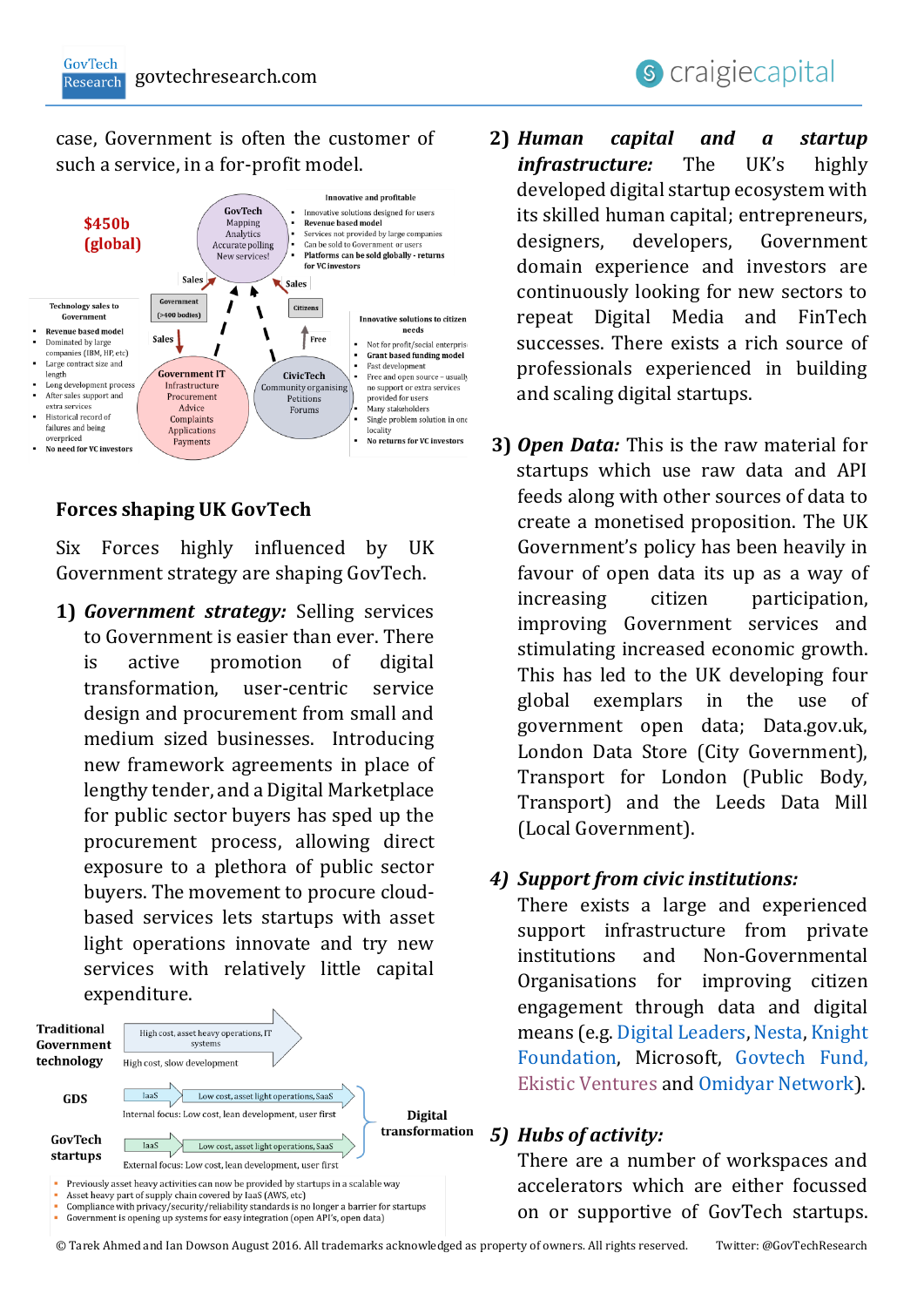case, Government is often the customer of such a service, in a for-profit model.

$450b (global)

GovTech
Mapping
Analytics
Accurate polling
New services!

Innovative and profitable
- Innovative solutions designed for users
- **Revenue based model**
- Services not provided by large companies
- Can be sold to Government or users
- **Platforms can be sold globally - returns for VC investors**

Sales

Sales

Government (>400 bodies)

Citizens

Technology sales to Government
- **Revenue based model**
- Dominated by large companies (IBM, HP, etc)
- Large contract size and length
- Long development process
- After sales support and extra services
- Historical record of failures and being overpriced
- **No need for VC investors**

Sales

Free

Innovative solutions to citizen needs
- Not for profit/social enterprise
- **Grant based funding model**
- Fast development
- Free and open source – usually no support or extra services provided for users
- Many stakeholders
- Single problem solution in one locality
- **No returns for VC investors**

Government IT
Infrastructure
Procurement
Advice
Complaints
Applications
Payments

CivicTech
Community organising
Petitions
Forums

## Forces shaping UK GovTech

Six Forces highly influenced by UK Government strategy are shaping GovTech.

1) ***Government strategy:*** Selling services to Government is easier than ever. There is active promotion of digital transformation, user-centric service design and procurement from small and medium sized businesses. Introducing new framework agreements in place of lengthy tender, and a Digital Marketplace for public sector buyers has sped up the procurement process, allowing direct exposure to a plethora of public sector buyers. The movement to procure cloud-based services lets startups with asset light operations innovate and try new services with relatively little capital expenditure.

**Traditional Government technology** — High cost, asset heavy operations, IT systems — High cost, slow development

**GDS** — IaaS — Low cost, asset light operations, SaaS — Internal focus: Low cost, lean development, user first

**GovTech startups** — IaaS — Low cost, asset light operations, SaaS — External focus: Low cost, lean development, user first

**Digital transformation**

- Previously asset heavy activities can now be provided by startups in a scalable way
- Asset heavy part of supply chain covered by IaaS (AWS, etc)
- Compliance with privacy/security/reliability standards is no longer a barrier for startups
- Government is opening up systems for easy integration (open API's, open data)

2) ***Human capital and a startup infrastructure:*** The UK's highly developed digital startup ecosystem with its skilled human capital; entrepreneurs, designers, developers, Government domain experience and investors are continuously looking for new sectors to repeat Digital Media and FinTech successes. There exists a rich source of professionals experienced in building and scaling digital startups.

3) ***Open Data:*** This is the raw material for startups which use raw data and API feeds along with other sources of data to create a monetised proposition. The UK Government's policy has been heavily in favour of open data its up as a way of increasing citizen participation, improving Government services and stimulating increased economic growth. This has led to the UK developing four global exemplars in the use of government open data; Data.gov.uk, London Data Store (City Government), Transport for London (Public Body, Transport) and the Leeds Data Mill (Local Government).

4) ***Support from civic institutions:*** There exists a large and experienced support infrastructure from private institutions and Non-Governmental Organisations for improving citizen engagement through data and digital means (e.g. Digital Leaders, Nesta, Knight Foundation, Microsoft, Govtech Fund, Ekistic Ventures and Omidyar Network).

5) ***Hubs of activity:*** There are a number of workspaces and accelerators which are either focussed on or supportive of GovTech startups.

© Tarek Ahmed and Ian Dowson August 2016. All trademarks acknowledged as property of owners. All rights reserved. Twitter: @GovTechResearch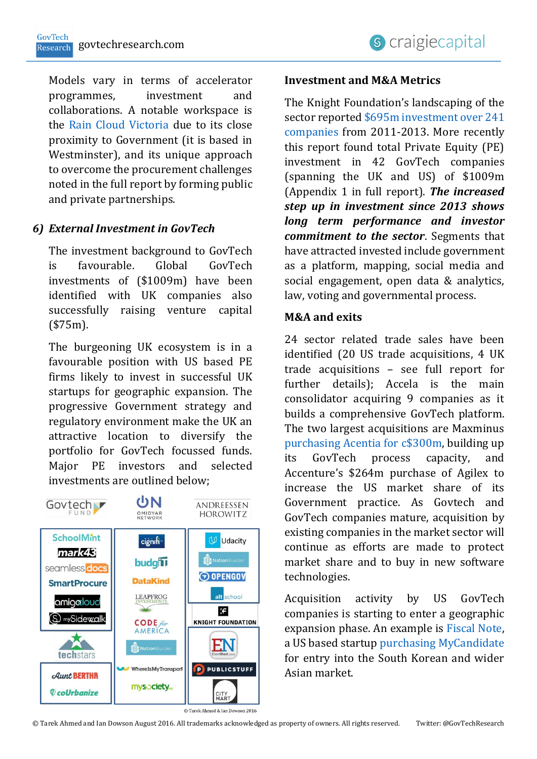Models vary in terms of accelerator programmes, investment and collaborations. A notable workspace is the Rain Cloud Victoria due to its close proximity to Government (it is based in Westminster), and its unique approach to overcome the procurement challenges noted in the full report by forming public and private partnerships.

### 6) *External Investment in GovTech*

The investment background to GovTech is favourable. Global GovTech investments of ($1009m) have been identified with UK companies also successfully raising venture capital ($75m).

The burgeoning UK ecosystem is in a favourable position with US based PE firms likely to invest in successful UK startups for geographic expansion. The progressive Government strategy and regulatory environment make the UK an attractive location to diversify the portfolio for GovTech focussed funds. Major PE investors and selected investments are outlined below;

| Govtech Fund | Omidyar Network | Andreessen Horowitz |
| --- | --- | --- |
| SchoolMint | cignifi | Udacity |
| mark43 | budgIT | NationBuilder |
| seamlessdocs | DataKind | OpenGov |
| SmartProcure | Leapfrog Investments | altschool |
| amigocloud | Code for America | Knight Foundation |
| mySidewalk | NationBuilder | ElectNext |
| techstars | WhereIsMyTransport | PublicStuff |
| Aunt Bertha | mysociety | City Mart |
| coUrbanize | | |

© Tarek Ahmed & Ian Dowson 2016

## Investment and M&A Metrics

The Knight Foundation's landscaping of the sector reported $695m investment over 241 companies from 2011-2013. More recently this report found total Private Equity (PE) investment in 42 GovTech companies (spanning the UK and US) of $1009m (Appendix 1 in full report). ***The increased step up in investment since 2013 shows long term performance and investor commitment to the sector***. Segments that have attracted invested include government as a platform, mapping, social media and social engagement, open data & analytics, law, voting and governmental process.

## M&A and exits

24 sector related trade sales have been identified (20 US trade acquisitions, 4 UK trade acquisitions – see full report for further details); Accela is the main consolidator acquiring 9 companies as it builds a comprehensive GovTech platform. The two largest acquisitions are Maxminus purchasing Acentia for c$300m, building up its GovTech process capacity, and Accenture's $264m purchase of Agilex to increase the US market share of its Government practice. As Govtech and GovTech companies mature, acquisition by existing companies in the market sector will continue as efforts are made to protect market share and to buy in new software technologies.

Acquisition activity by US GovTech companies is starting to enter a geographic expansion phase. An example is Fiscal Note, a US based startup purchasing MyCandidate for entry into the South Korean and wider Asian market.

© Tarek Ahmed and Ian Dowson August 2016. All trademarks acknowledged as property of owners. All rights reserved. Twitter: @GovTechResearch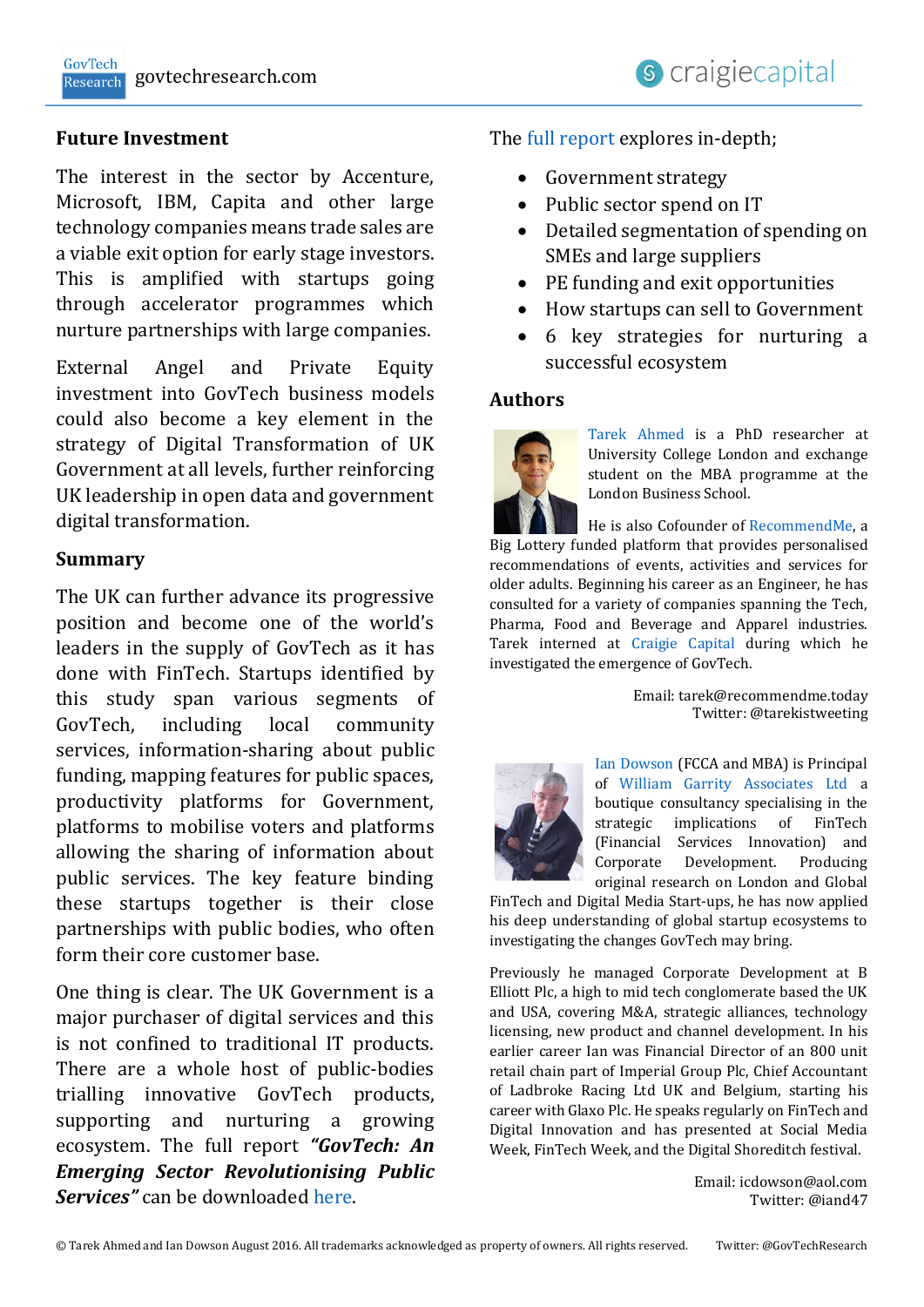## Future Investment

The interest in the sector by Accenture, Microsoft, IBM, Capita and other large technology companies means trade sales are a viable exit option for early stage investors. This is amplified with startups going through accelerator programmes which nurture partnerships with large companies.

External Angel and Private Equity investment into GovTech business models could also become a key element in the strategy of Digital Transformation of UK Government at all levels, further reinforcing UK leadership in open data and government digital transformation.

## Summary

The UK can further advance its progressive position and become one of the world's leaders in the supply of GovTech as it has done with FinTech. Startups identified by this study span various segments of GovTech, including local community services, information-sharing about public funding, mapping features for public spaces, productivity platforms for Government, platforms to mobilise voters and platforms allowing the sharing of information about public services. The key feature binding these startups together is their close partnerships with public bodies, who often form their core customer base.

One thing is clear. The UK Government is a major purchaser of digital services and this is not confined to traditional IT products. There are a whole host of public-bodies trialling innovative GovTech products, supporting and nurturing a growing ecosystem. The full report ***"GovTech: An Emerging Sector Revolutionising Public Services"*** can be downloaded here.

The full report explores in-depth;

- Government strategy
- Public sector spend on IT
- Detailed segmentation of spending on SMEs and large suppliers
- PE funding and exit opportunities
- How startups can sell to Government
- 6 key strategies for nurturing a successful ecosystem

## Authors

Tarek Ahmed is a PhD researcher at University College London and exchange student on the MBA programme at the London Business School.

He is also Cofounder of RecommendMe, a Big Lottery funded platform that provides personalised recommendations of events, activities and services for older adults. Beginning his career as an Engineer, he has consulted for a variety of companies spanning the Tech, Pharma, Food and Beverage and Apparel industries. Tarek interned at Craigie Capital during which he investigated the emergence of GovTech.

Email: tarek@recommendme.today
Twitter: @tarekistweeting

Ian Dowson (FCCA and MBA) is Principal of William Garrity Associates Ltd a boutique consultancy specialising in the strategic implications of FinTech (Financial Services Innovation) and Corporate Development. Producing original research on London and Global FinTech and Digital Media Start-ups, he has now applied his deep understanding of global startup ecosystems to investigating the changes GovTech may bring.

Previously he managed Corporate Development at B Elliott Plc, a high to mid tech conglomerate based the UK and USA, covering M&A, strategic alliances, technology licensing, new product and channel development. In his earlier career Ian was Financial Director of an 800 unit retail chain part of Imperial Group Plc, Chief Accountant of Ladbroke Racing Ltd UK and Belgium, starting his career with Glaxo Plc. He speaks regularly on FinTech and Digital Innovation and has presented at Social Media Week, FinTech Week, and the Digital Shoreditch festival.

Email: icdowson@aol.com
Twitter: @iand47

© Tarek Ahmed and Ian Dowson August 2016. All trademarks acknowledged as property of owners. All rights reserved. Twitter: @GovTechResearch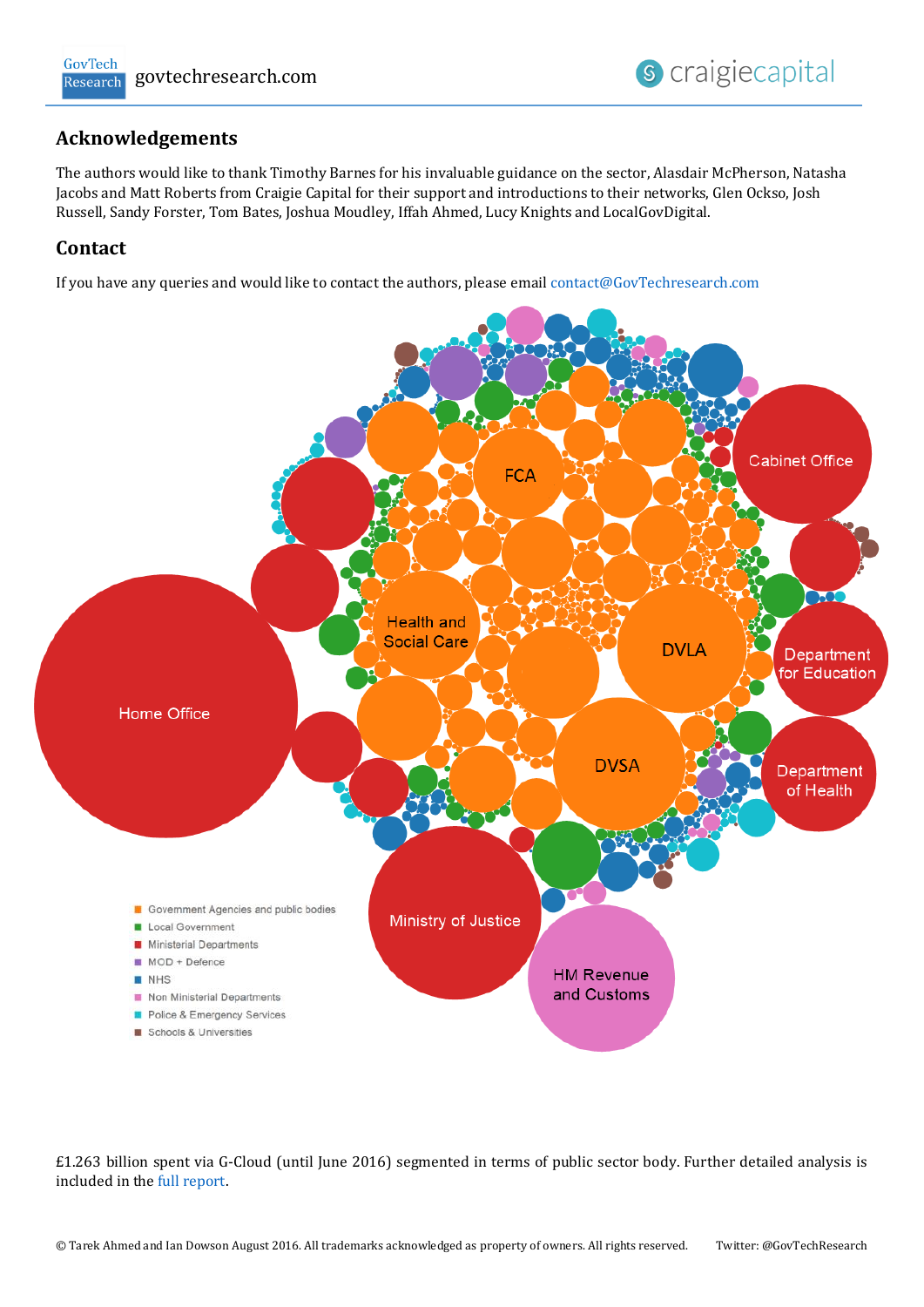## Acknowledgements

The authors would like to thank Timothy Barnes for his invaluable guidance on the sector, Alasdair McPherson, Natasha Jacobs and Matt Roberts from Craigie Capital for their support and introductions to their networks, Glen Ockso, Josh Russell, Sandy Forster, Tom Bates, Joshua Moudley, Iffah Ahmed, Lucy Knights and LocalGovDigital.

## Contact

If you have any queries and would like to contact the authors, please email contact@GovTechresearch.com

FCA
Cabinet Office
Health and Social Care
DVLA
Department for Education
Home Office
DVSA
Department of Health
Ministry of Justice
HM Revenue and Customs

Government Agencies and public bodies
Local Government
Ministerial Departments
MOD + Defence
NHS
Non Ministerial Departments
Police & Emergency Services
Schools & Universities

£1.263 billion spent via G-Cloud (until June 2016) segmented in terms of public sector body. Further detailed analysis is included in the full report.

© Tarek Ahmed and Ian Dowson August 2016. All trademarks acknowledged as property of owners. All rights reserved. Twitter: @GovTechResearch